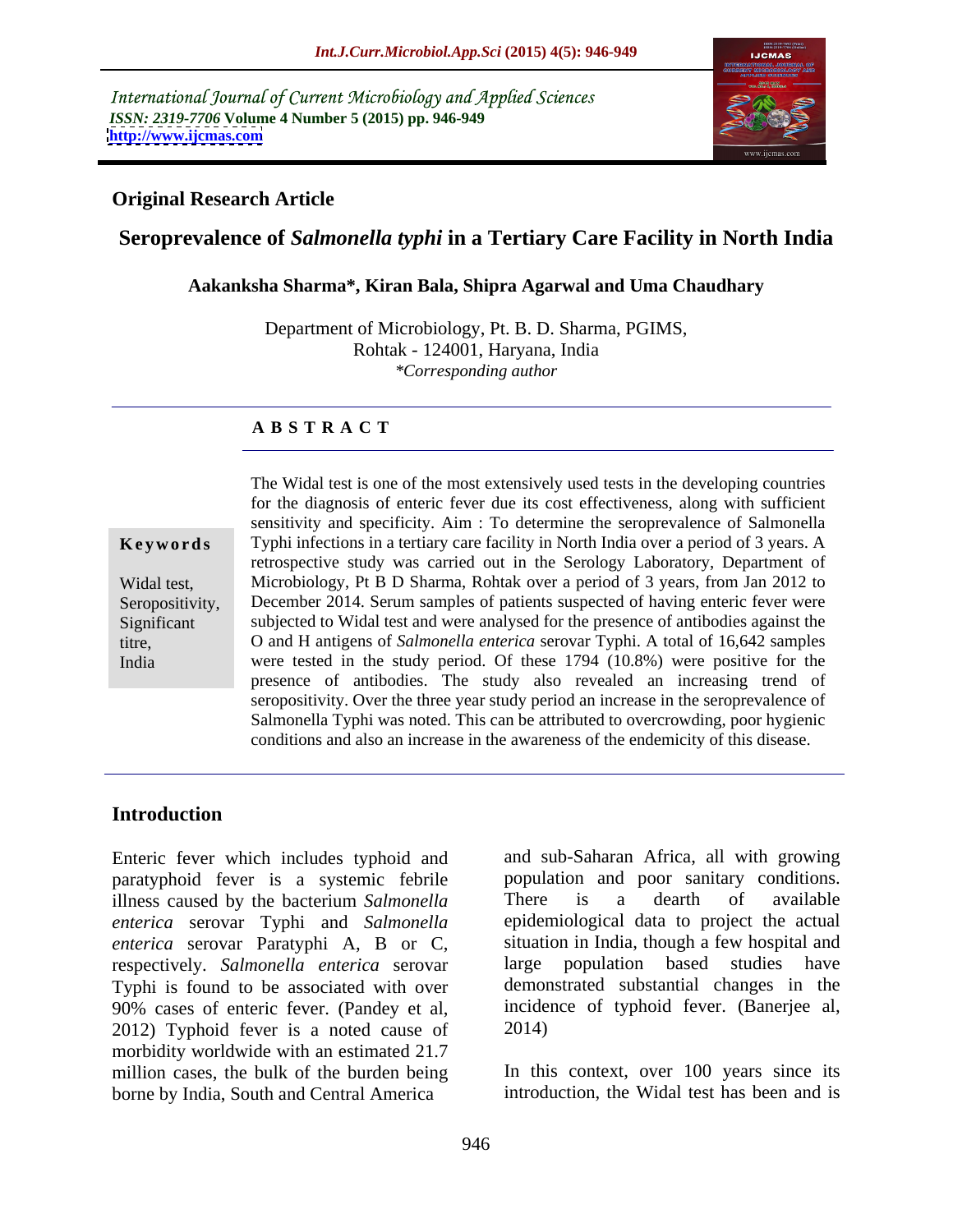International Journal of Current Microbiology and Applied Sciences
*ISSN: 2319-7706* **Volume 4 Number 5 (2015) pp. 946-949**
**http://www.ijcmas.com**

**Original Research Article**

# Seroprevalence of *Salmonella typhi* in a Tertiary Care Facility in North India

**Aakanksha Sharma\*, Kiran Bala, Shipra Agarwal and Uma Chaudhary**

Department of Microbiology, Pt. B. D. Sharma, PGIMS, Rohtak - 124001, Haryana, India
*\*Corresponding author*

**A B S T R A C T**

**Keywords**

Widal test, Seropositivity, Significant titre, India

The Widal test is one of the most extensively used tests in the developing countries for the diagnosis of enteric fever due its cost effectiveness, along with sufficient sensitivity and specificity. Aim : To determine the seroprevalence of Salmonella Typhi infections in a tertiary care facility in North India over a period of 3 years. A retrospective study was carried out in the Serology Laboratory, Department of Microbiology, Pt B D Sharma, Rohtak over a period of 3 years, from Jan 2012 to December 2014. Serum samples of patients suspected of having enteric fever were subjected to Widal test and were analysed for the presence of antibodies against the O and H antigens of *Salmonella enterica* serovar Typhi. A total of 16,642 samples were tested in the study period. Of these 1794 (10.8%) were positive for the presence of antibodies. The study also revealed an increasing trend of seropositivity. Over the three year study period an increase in the seroprevalence of Salmonella Typhi was noted. This can be attributed to overcrowding, poor hygienic conditions and also an increase in the awareness of the endemicity of this disease.

## Introduction

Enteric fever which includes typhoid and paratyphoid fever is a systemic febrile illness caused by the bacterium *Salmonella enterica* serovar Typhi and *Salmonella enterica* serovar Paratyphi A, B or C, respectively. *Salmonella enterica* serovar Typhi is found to be associated with over 90% cases of enteric fever. (Pandey et al, 2012) Typhoid fever is a noted cause of morbidity worldwide with an estimated 21.7 million cases, the bulk of the burden being borne by India, South and Central America and sub-Saharan Africa, all with growing population and poor sanitary conditions. There is a dearth of available epidemiological data to project the actual situation in India, though a few hospital and large population based studies have demonstrated substantial changes in the incidence of typhoid fever. (Banerjee al, 2014)

In this context, over 100 years since its introduction, the Widal test has been and is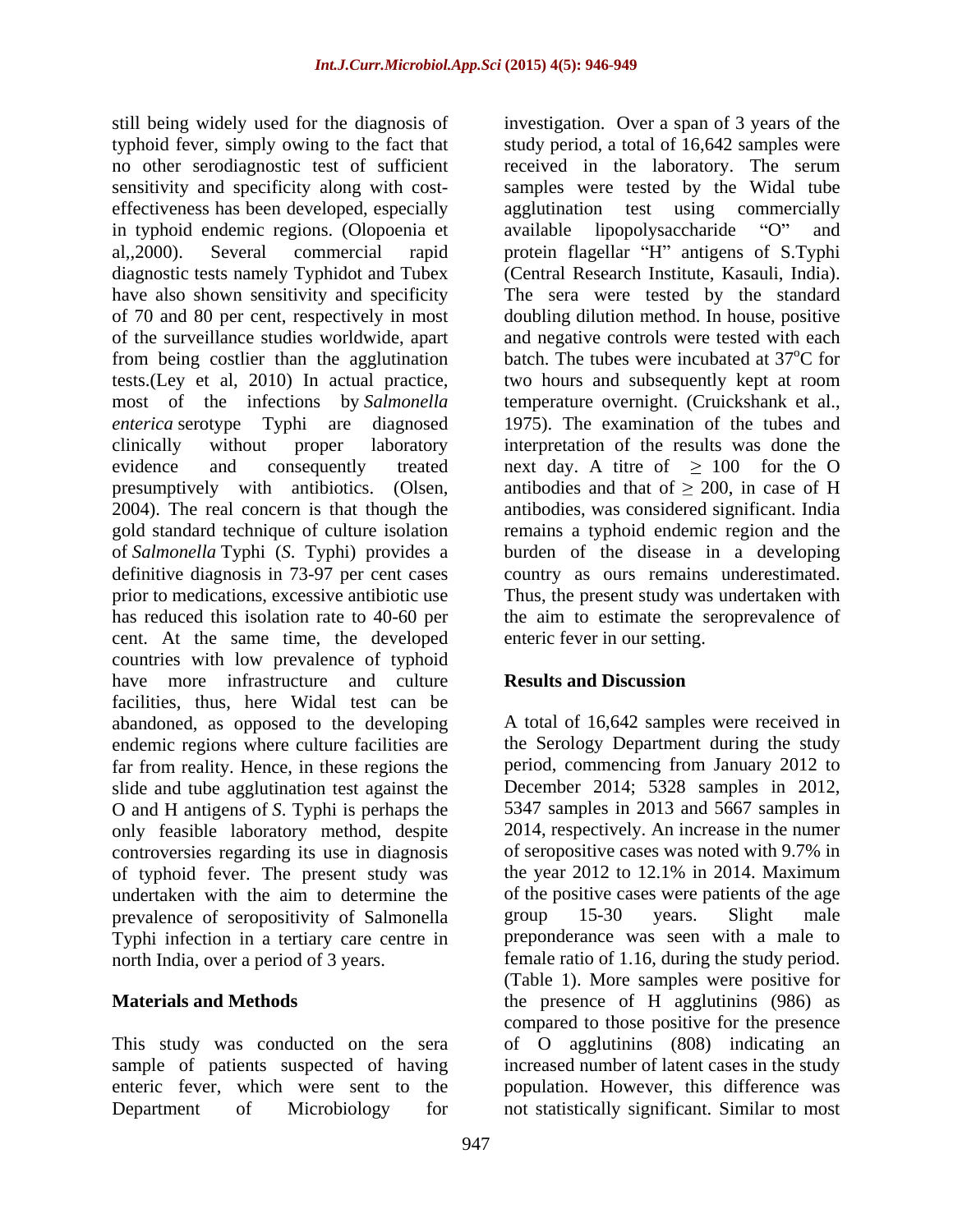still being widely used for the diagnosis of typhoid fever, simply owing to the fact that no other serodiagnostic test of sufficient sensitivity and specificity along with cost-effectiveness has been developed, especially in typhoid endemic regions. (Olopoenia et al,,2000). Several commercial rapid diagnostic tests namely Typhidot and Tubex have also shown sensitivity and specificity of 70 and 80 per cent, respectively in most of the surveillance studies worldwide, apart from being costlier than the agglutination tests.(Ley et al, 2010) In actual practice, most of the infections by *Salmonella enterica* serotype Typhi are diagnosed clinically without proper laboratory evidence and consequently treated presumptively with antibiotics. (Olsen, 2004). The real concern is that though the gold standard technique of culture isolation of *Salmonella* Typhi (*S*. Typhi) provides a definitive diagnosis in 73-97 per cent cases prior to medications, excessive antibiotic use has reduced this isolation rate to 40-60 per cent. At the same time, the developed countries with low prevalence of typhoid have more infrastructure and culture facilities, thus, here Widal test can be abandoned, as opposed to the developing endemic regions where culture facilities are far from reality. Hence, in these regions the slide and tube agglutination test against the O and H antigens of *S*. Typhi is perhaps the only feasible laboratory method, despite controversies regarding its use in diagnosis of typhoid fever. The present study was undertaken with the aim to determine the prevalence of seropositivity of Salmonella Typhi infection in a tertiary care centre in north India, over a period of 3 years.

## Materials and Methods

This study was conducted on the sera sample of patients suspected of having enteric fever, which were sent to the Department of Microbiology for investigation. Over a span of 3 years of the study period, a total of 16,642 samples were received in the laboratory. The serum samples were tested by the Widal tube agglutination test using commercially available lipopolysaccharide "O" and protein flagellar "H" antigens of S.Typhi (Central Research Institute, Kasauli, India). The sera were tested by the standard doubling dilution method. In house, positive and negative controls were tested with each batch. The tubes were incubated at $37^{o}$C for two hours and subsequently kept at room temperature overnight. (Cruickshank et al., 1975). The examination of the tubes and interpretation of the results was done the next day. A titre of $\geq 100$ for the O antibodies and that of $\geq 200$, in case of H antibodies, was considered significant. India remains a typhoid endemic region and the burden of the disease in a developing country as ours remains underestimated. Thus, the present study was undertaken with the aim to estimate the seroprevalence of enteric fever in our setting.

## Results and Discussion

A total of 16,642 samples were received in the Serology Department during the study period, commencing from January 2012 to December 2014; 5328 samples in 2012, 5347 samples in 2013 and 5667 samples in 2014, respectively. An increase in the numer of seropositive cases was noted with 9.7% in the year 2012 to 12.1% in 2014. Maximum of the positive cases were patients of the age group 15-30 years. Slight male preponderance was seen with a male to female ratio of 1.16, during the study period. (Table 1). More samples were positive for the presence of H agglutinins (986) as compared to those positive for the presence of O agglutinins (808) indicating an increased number of latent cases in the study population. However, this difference was not statistically significant. Similar to most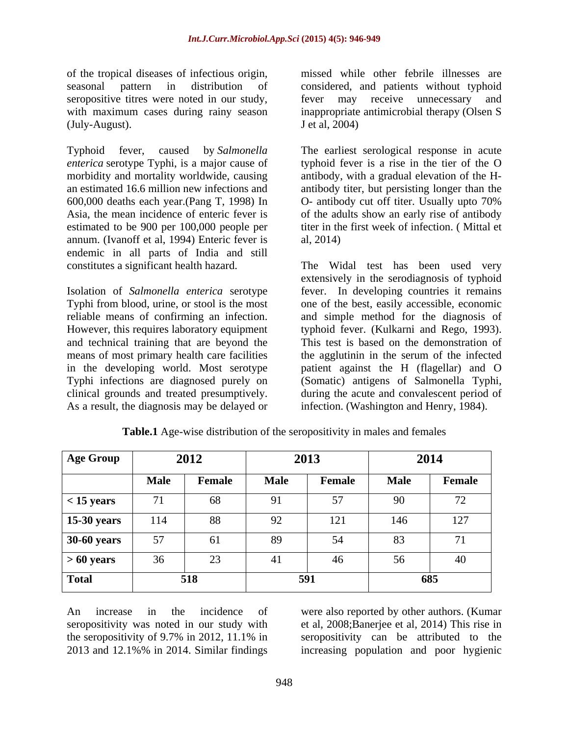of the tropical diseases of infectious origin, seasonal pattern in distribution of seropositive titres were noted in our study, with maximum cases during rainy season (July-August).

Typhoid fever, caused by *Salmonella enterica* serotype Typhi, is a major cause of morbidity and mortality worldwide, causing an estimated 16.6 million new infections and 600,000 deaths each year.(Pang T, 1998) In Asia, the mean incidence of enteric fever is estimated to be 900 per 100,000 people per annum. (Ivanoff et al, 1994) Enteric fever is endemic in all parts of India and still constitutes a significant health hazard.

Isolation of *Salmonella enterica* serotype Typhi from blood, urine, or stool is the most reliable means of confirming an infection. However, this requires laboratory equipment and technical training that are beyond the means of most primary health care facilities in the developing world. Most serotype Typhi infections are diagnosed purely on clinical grounds and treated presumptively. As a result, the diagnosis may be delayed or missed while other febrile illnesses are considered, and patients without typhoid fever may receive unnecessary and inappropriate antimicrobial therapy (Olsen S J et al, 2004)

The earliest serological response in acute typhoid fever is a rise in the tier of the O antibody, with a gradual elevation of the H-antibody titer, but persisting longer than the O- antibody cut off titer. Usually upto 70% of the adults show an early rise of antibody titer in the first week of infection. ( Mittal et al, 2014)

The Widal test has been used very extensively in the serodiagnosis of typhoid fever. In developing countries it remains one of the best, easily accessible, economic and simple method for the diagnosis of typhoid fever. (Kulkarni and Rego, 1993). This test is based on the demonstration of the agglutinin in the serum of the infected patient against the H (flagellar) and O (Somatic) antigens of Salmonella Typhi, during the acute and convalescent period of infection. (Washington and Henry, 1984).

**Table.1** Age-wise distribution of the seropositivity in males and females

| Age Group | 2012 | | 2013 | | 2014 | |
|---|---|---|---|---|---|---|
| | **Male** | **Female** | **Male** | **Female** | **Male** | **Female** |
| **< 15 years** | 71 | 68 | 91 | 57 | 90 | 72 |
| **15-30 years** | 114 | 88 | 92 | 121 | 146 | 127 |
| **30-60 years** | 57 | 61 | 89 | 54 | 83 | 71 |
| **> 60 years** | 36 | 23 | 41 | 46 | 56 | 40 |
| **Total** | **518** | | **591** | | **685** | |

An increase in the incidence of seropositivity was noted in our study with the seropositivity of 9.7% in 2012, 11.1% in 2013 and 12.1%% in 2014. Similar findings were also reported by other authors. (Kumar et al, 2008;Banerjee et al, 2014) This rise in seropositivity can be attributed to the increasing population and poor hygienic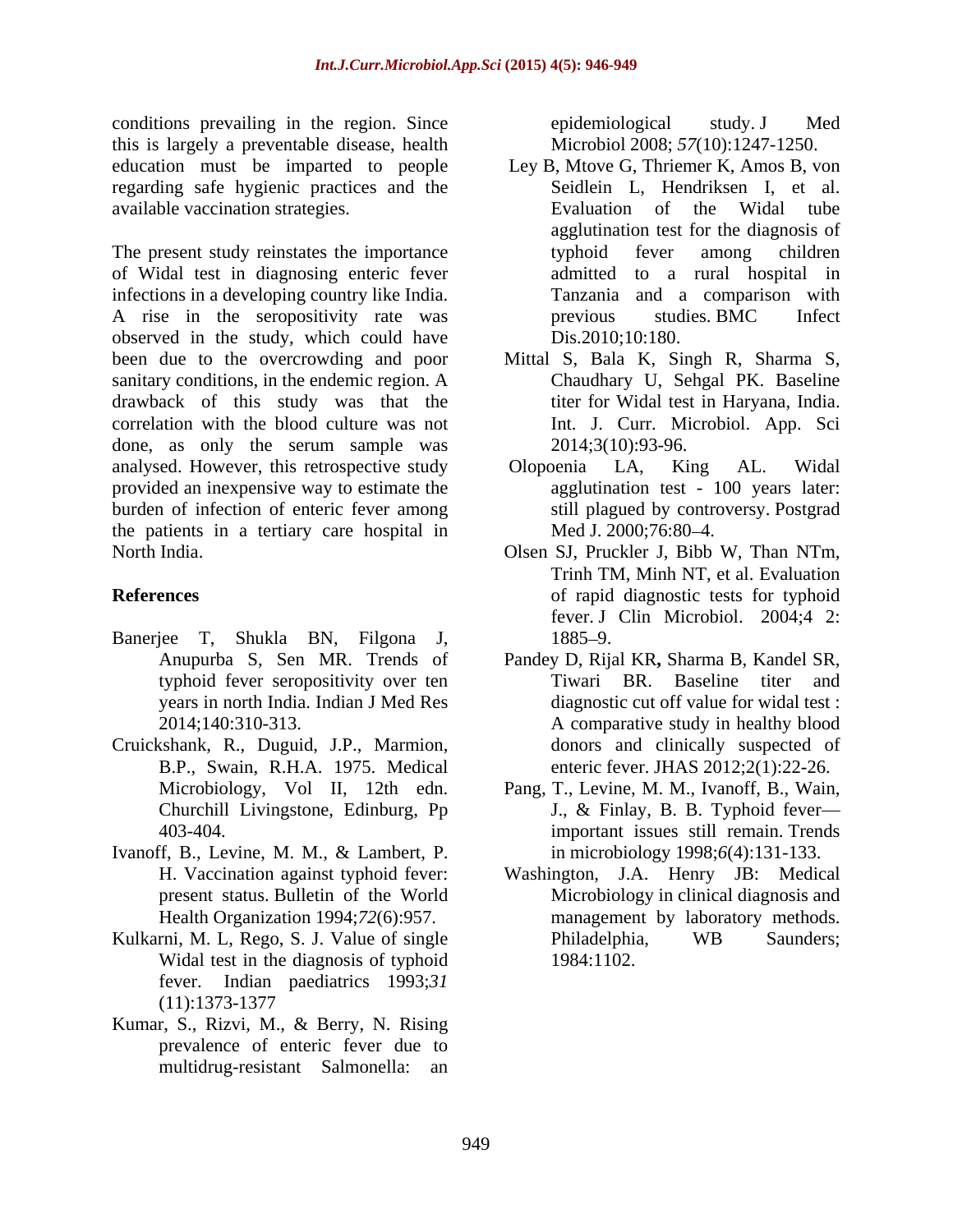conditions prevailing in the region. Since this is largely a preventable disease, health education must be imparted to people regarding safe hygienic practices and the available vaccination strategies.

The present study reinstates the importance of Widal test in diagnosing enteric fever infections in a developing country like India. A rise in the seropositivity rate was observed in the study, which could have been due to the overcrowding and poor sanitary conditions, in the endemic region. A drawback of this study was that the correlation with the blood culture was not done, as only the serum sample was analysed. However, this retrospective study provided an inexpensive way to estimate the burden of infection of enteric fever among the patients in a tertiary care hospital in North India.

## References

- Banerjee T, Shukla BN, Filgona J, Anupurba S, Sen MR. Trends of typhoid fever seropositivity over ten years in north India. Indian J Med Res 2014;140:310-313.
- Cruickshank, R., Duguid, J.P., Marmion, B.P., Swain, R.H.A. 1975. Medical Microbiology, Vol II, 12th edn. Churchill Livingstone, Edinburg, Pp 403-404.
- Ivanoff, B., Levine, M. M., & Lambert, P. H. Vaccination against typhoid fever: present status. Bulletin of the World Health Organization 1994;*72*(6):957.
- Kulkarni, M. L, Rego, S. J. Value of single Widal test in the diagnosis of typhoid fever. Indian paediatrics 1993;*31*(11):1373-1377
- Kumar, S., Rizvi, M., & Berry, N. Rising prevalence of enteric fever due to multidrug-resistant Salmonella: an epidemiological study. J Med Microbiol 2008; *57*(10):1247-1250.
- Ley B, Mtove G, Thriemer K, Amos B, von Seidlein L, Hendriksen I, et al. Evaluation of the Widal tube agglutination test for the diagnosis of typhoid fever among children admitted to a rural hospital in Tanzania and a comparison with previous studies. BMC Infect Dis.2010;10:180.
- Mittal S, Bala K, Singh R, Sharma S, Chaudhary U, Sehgal PK. Baseline titer for Widal test in Haryana, India. Int. J. Curr. Microbiol. App. Sci 2014;3(10):93-96.
- Olopoenia LA, King AL. Widal agglutination test - 100 years later: still plagued by controversy. Postgrad Med J. 2000;76:80–4.
- Olsen SJ, Pruckler J, Bibb W, Than NTm, Trinh TM, Minh NT, et al. Evaluation of rapid diagnostic tests for typhoid fever. J Clin Microbiol. 2004;4 2: 1885–9.
- Pandey D, Rijal KR**,** Sharma B, Kandel SR, Tiwari BR. Baseline titer and diagnostic cut off value for widal test : A comparative study in healthy blood donors and clinically suspected of enteric fever. JHAS 2012;2(1):22-26.
- Pang, T., Levine, M. M., Ivanoff, B., Wain, J., & Finlay, B. B. Typhoid fever— important issues still remain. Trends in microbiology 1998;*6*(4):131-133.
- Washington, J.A. Henry JB: Medical Microbiology in clinical diagnosis and management by laboratory methods. Philadelphia, WB Saunders; 1984:1102.